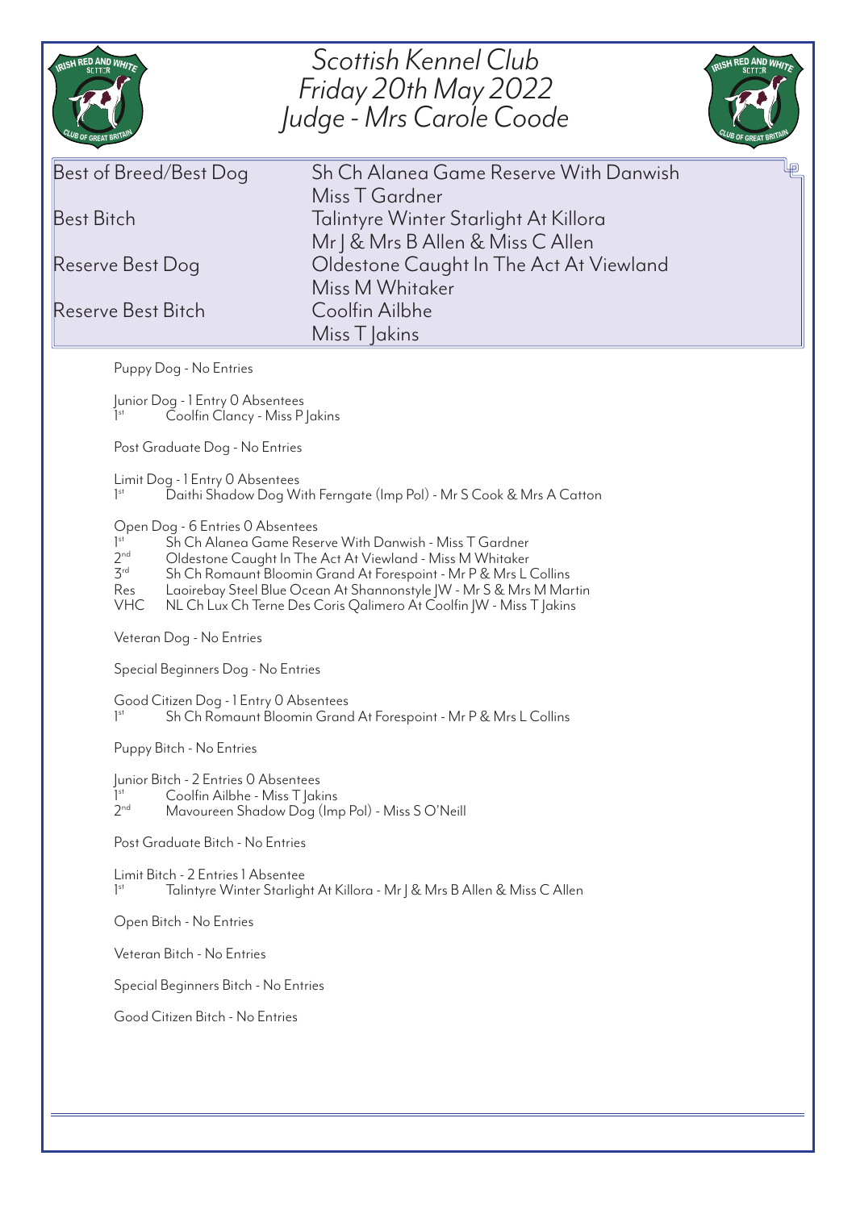# Scottish Kennel Club
## Friday 20th May 2022
## Judge - Mrs Carole Coode

| | |
|---|---|
| Best of Breed/Best Dog | Sh Ch Alanea Game Reserve With Danwish<br>Miss T Gardner |
| Best Bitch | Talintyre Winter Starlight At Killora<br>Mr J & Mrs B Allen & Miss C Allen |
| Reserve Best Dog | Oldestone Caught In The Act At Viewland<br>Miss M Whitaker |
| Reserve Best Bitch | Coolfin Ailbhe<br>Miss T Jakins |

Puppy Dog - No Entries

Junior Dog - 1 Entry 0 Absentees
1st Coolfin Clancy - Miss P Jakins

Post Graduate Dog - No Entries

Limit Dog - 1 Entry 0 Absentees
1st Daithi Shadow Dog With Ferngate (Imp Pol) - Mr S Cook & Mrs A Catton

Open Dog - 6 Entries 0 Absentees
1st Sh Ch Alanea Game Reserve With Danwish - Miss T Gardner
2nd Oldestone Caught In The Act At Viewland - Miss M Whitaker
3rd Sh Ch Romaunt Bloomin Grand At Forespoint - Mr P & Mrs L Collins
Res Laoirebay Steel Blue Ocean At Shannonstyle JW - Mr S & Mrs M Martin
VHC NL Ch Lux Ch Terne Des Coris Qalimero At Coolfin JW - Miss T Jakins

Veteran Dog - No Entries

Special Beginners Dog - No Entries

Good Citizen Dog - 1 Entry 0 Absentees
1st Sh Ch Romaunt Bloomin Grand At Forespoint - Mr P & Mrs L Collins

Puppy Bitch - No Entries

Junior Bitch - 2 Entries 0 Absentees
1st Coolfin Ailbhe - Miss T Jakins
2nd Mavoureen Shadow Dog (Imp Pol) - Miss S O'Neill

Post Graduate Bitch - No Entries

Limit Bitch - 2 Entries 1 Absentee
1st Talintyre Winter Starlight At Killora - Mr J & Mrs B Allen & Miss C Allen

Open Bitch - No Entries

Veteran Bitch - No Entries

Special Beginners Bitch - No Entries

Good Citizen Bitch - No Entries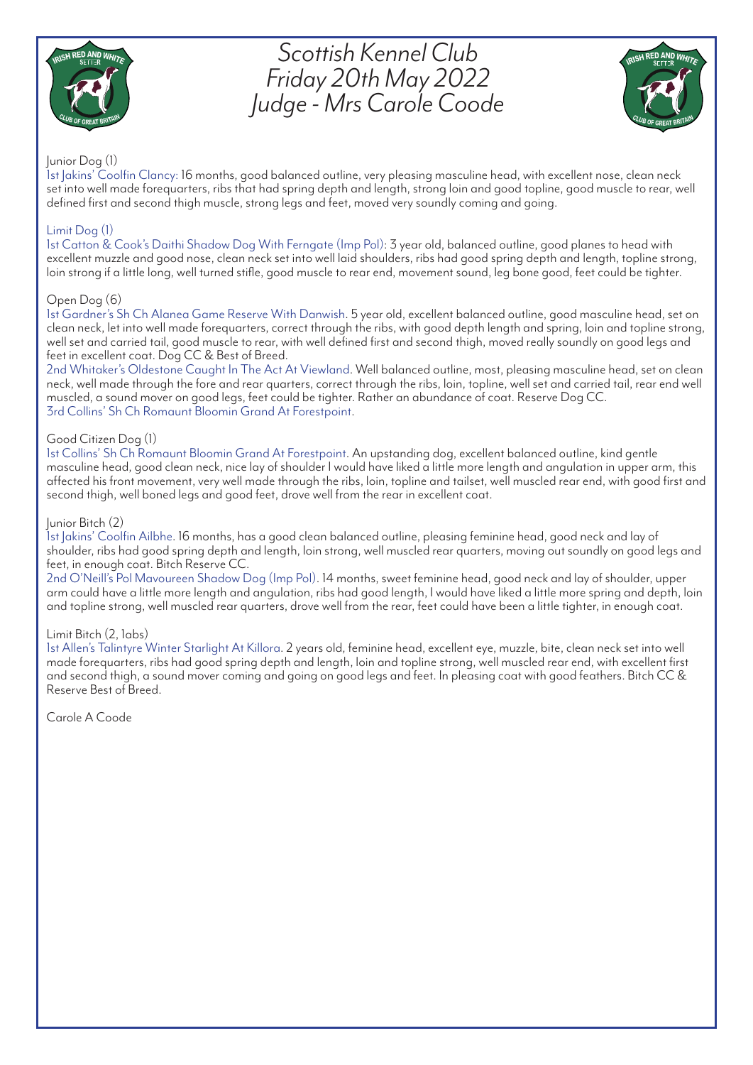# Scottish Kennel Club
# Friday 20th May 2022
# Judge - Mrs Carole Coode

Junior Dog (1)

1st Jakins' Coolfin Clancy: 16 months, good balanced outline, very pleasing masculine head, with excellent nose, clean neck set into well made forequarters, ribs that had spring depth and length, strong loin and good topline, good muscle to rear, well defined first and second thigh muscle, strong legs and feet, moved very soundly coming and going.

Limit Dog (1)

1st Catton & Cook's Daithi Shadow Dog With Ferngate (Imp Pol): 3 year old, balanced outline, good planes to head with excellent muzzle and good nose, clean neck set into well laid shoulders, ribs had good spring depth and length, topline strong, loin strong if a little long, well turned stifle, good muscle to rear end, movement sound, leg bone good, feet could be tighter.

Open Dog (6)

1st Gardner's Sh Ch Alanea Game Reserve With Danwish. 5 year old, excellent balanced outline, good masculine head, set on clean neck, let into well made forequarters, correct through the ribs, with good depth length and spring, loin and topline strong, well set and carried tail, good muscle to rear, with well defined first and second thigh, moved really soundly on good legs and feet in excellent coat. Dog CC & Best of Breed.

2nd Whitaker's Oldestone Caught In The Act At Viewland. Well balanced outline, most, pleasing masculine head, set on clean neck, well made through the fore and rear quarters, correct through the ribs, loin, topline, well set and carried tail, rear end well muscled, a sound mover on good legs, feet could be tighter. Rather an abundance of coat. Reserve Dog CC.

3rd Collins' Sh Ch Romaunt Bloomin Grand At Forestpoint.

Good Citizen Dog (1)

1st Collins' Sh Ch Romaunt Bloomin Grand At Forestpoint. An upstanding dog, excellent balanced outline, kind gentle masculine head, good clean neck, nice lay of shoulder I would have liked a little more length and angulation in upper arm, this affected his front movement, very well made through the ribs, loin, topline and tailset, well muscled rear end, with good first and second thigh, well boned legs and good feet, drove well from the rear in excellent coat.

Junior Bitch (2)

1st Jakins' Coolfin Ailbhe. 16 months, has a good clean balanced outline, pleasing feminine head, good neck and lay of shoulder, ribs had good spring depth and length, loin strong, well muscled rear quarters, moving out soundly on good legs and feet, in enough coat. Bitch Reserve CC.

2nd O'Neill's Pol Mavoureen Shadow Dog (Imp Pol). 14 months, sweet feminine head, good neck and lay of shoulder, upper arm could have a little more length and angulation, ribs had good length, I would have liked a little more spring and depth, loin and topline strong, well muscled rear quarters, drove well from the rear, feet could have been a little tighter, in enough coat.

Limit Bitch (2, 1abs)

1st Allen's Talintyre Winter Starlight At Killora. 2 years old, feminine head, excellent eye, muzzle, bite, clean neck set into well made forequarters, ribs had good spring depth and length, loin and topline strong, well muscled rear end, with excellent first and second thigh, a sound mover coming and going on good legs and feet. In pleasing coat with good feathers. Bitch CC & Reserve Best of Breed.

Carole A Coode